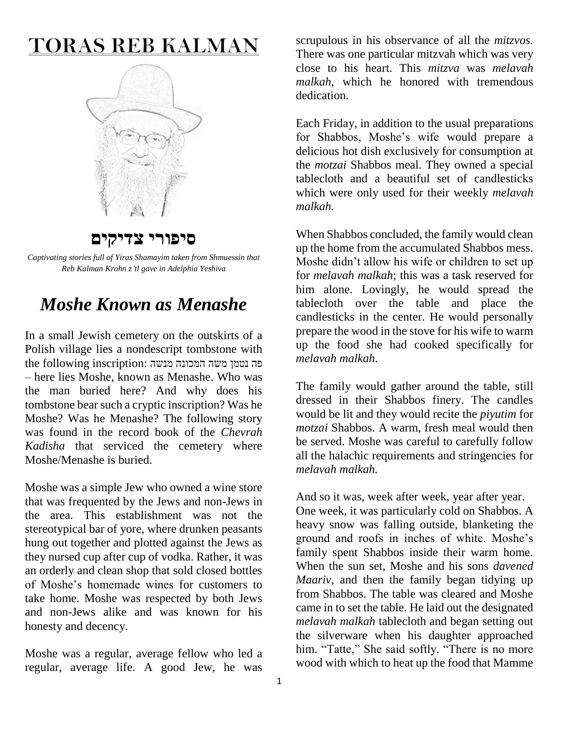# TORAS REB KALMAN

## סיפורי צדיקים

*Captivating stories full of Yiras Shamayim taken from Shmuessin that Reb Kalman Krohn z'tl gave in Adelphia Yeshiva*

## *Moshe Known as Menashe*

In a small Jewish cemetery on the outskirts of a Polish village lies a nondescript tombstone with the following inscription: פה נטמן משה המכונה מנשה – here lies Moshe, known as Menashe. Who was the man buried here? And why does his tombstone bear such a cryptic inscription? Was he Moshe? Was he Menashe? The following story was found in the record book of the *Chevrah Kadisha* that serviced the cemetery where Moshe/Menashe is buried.

Moshe was a simple Jew who owned a wine store that was frequented by the Jews and non-Jews in the area. This establishment was not the stereotypical bar of yore, where drunken peasants hung out together and plotted against the Jews as they nursed cup after cup of vodka. Rather, it was an orderly and clean shop that sold closed bottles of Moshe's homemade wines for customers to take home. Moshe was respected by both Jews and non-Jews alike and was known for his honesty and decency.

Moshe was a regular, average fellow who led a regular, average life. A good Jew, he was scrupulous in his observance of all the *mitzvos.* There was one particular mitzvah which was very close to his heart. This *mitzva* was *melavah malkah*, which he honored with tremendous dedication.

Each Friday, in addition to the usual preparations for Shabbos, Moshe's wife would prepare a delicious hot dish exclusively for consumption at the *motzai* Shabbos meal. They owned a special tablecloth and a beautiful set of candlesticks which were only used for their weekly *melavah malkah.*

When Shabbos concluded, the family would clean up the home from the accumulated Shabbos mess. Moshe didn't allow his wife or children to set up for *melavah malkah*; this was a task reserved for him alone. Lovingly, he would spread the tablecloth over the table and place the candlesticks in the center. He would personally prepare the wood in the stove for his wife to warm up the food she had cooked specifically for *melavah malkah*.

The family would gather around the table, still dressed in their Shabbos finery. The candles would be lit and they would recite the *piyutim* for *motzai* Shabbos. A warm, fresh meal would then be served. Moshe was careful to carefully follow all the halachic requirements and stringencies for *melavah malkah.*

And so it was, week after week, year after year.
One week, it was particularly cold on Shabbos. A heavy snow was falling outside, blanketing the ground and roofs in inches of white. Moshe's family spent Shabbos inside their warm home. When the sun set, Moshe and his sons *davened Maariv*, and then the family began tidying up from Shabbos. The table was cleared and Moshe came in to set the table. He laid out the designated *melavah malkah* tablecloth and began setting out the silverware when his daughter approached him. "Tatte," She said softly. "There is no more wood with which to heat up the food that Mamme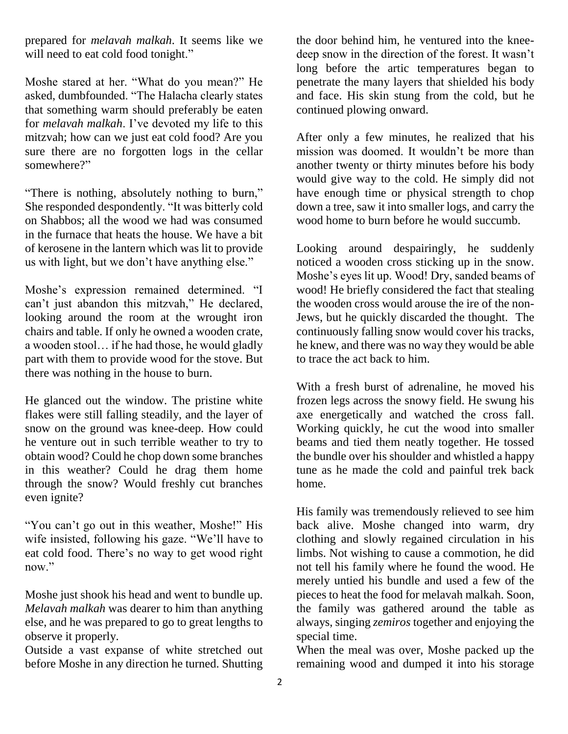prepared for *melavah malkah*. It seems like we will need to eat cold food tonight."

Moshe stared at her. "What do you mean?" He asked, dumbfounded. "The Halacha clearly states that something warm should preferably be eaten for *melavah malkah*. I've devoted my life to this mitzvah; how can we just eat cold food? Are you sure there are no forgotten logs in the cellar somewhere?"

"There is nothing, absolutely nothing to burn," She responded despondently. "It was bitterly cold on Shabbos; all the wood we had was consumed in the furnace that heats the house. We have a bit of kerosene in the lantern which was lit to provide us with light, but we don't have anything else."

Moshe's expression remained determined. "I can't just abandon this mitzvah," He declared, looking around the room at the wrought iron chairs and table. If only he owned a wooden crate, a wooden stool… if he had those, he would gladly part with them to provide wood for the stove. But there was nothing in the house to burn.

He glanced out the window. The pristine white flakes were still falling steadily, and the layer of snow on the ground was knee-deep. How could he venture out in such terrible weather to try to obtain wood? Could he chop down some branches in this weather? Could he drag them home through the snow? Would freshly cut branches even ignite?

"You can't go out in this weather, Moshe!" His wife insisted, following his gaze. "We'll have to eat cold food. There's no way to get wood right now."

Moshe just shook his head and went to bundle up. *Melavah malkah* was dearer to him than anything else, and he was prepared to go to great lengths to observe it properly.

Outside a vast expanse of white stretched out before Moshe in any direction he turned. Shutting the door behind him, he ventured into the knee-deep snow in the direction of the forest. It wasn't long before the artic temperatures began to penetrate the many layers that shielded his body and face. His skin stung from the cold, but he continued plowing onward.

After only a few minutes, he realized that his mission was doomed. It wouldn't be more than another twenty or thirty minutes before his body would give way to the cold. He simply did not have enough time or physical strength to chop down a tree, saw it into smaller logs, and carry the wood home to burn before he would succumb.

Looking around despairingly, he suddenly noticed a wooden cross sticking up in the snow. Moshe's eyes lit up. Wood! Dry, sanded beams of wood! He briefly considered the fact that stealing the wooden cross would arouse the ire of the non-Jews, but he quickly discarded the thought. The continuously falling snow would cover his tracks, he knew, and there was no way they would be able to trace the act back to him.

With a fresh burst of adrenaline, he moved his frozen legs across the snowy field. He swung his axe energetically and watched the cross fall. Working quickly, he cut the wood into smaller beams and tied them neatly together. He tossed the bundle over his shoulder and whistled a happy tune as he made the cold and painful trek back home.

His family was tremendously relieved to see him back alive. Moshe changed into warm, dry clothing and slowly regained circulation in his limbs. Not wishing to cause a commotion, he did not tell his family where he found the wood. He merely untied his bundle and used a few of the pieces to heat the food for melavah malkah. Soon, the family was gathered around the table as always, singing *zemiros* together and enjoying the special time.

When the meal was over, Moshe packed up the remaining wood and dumped it into his storage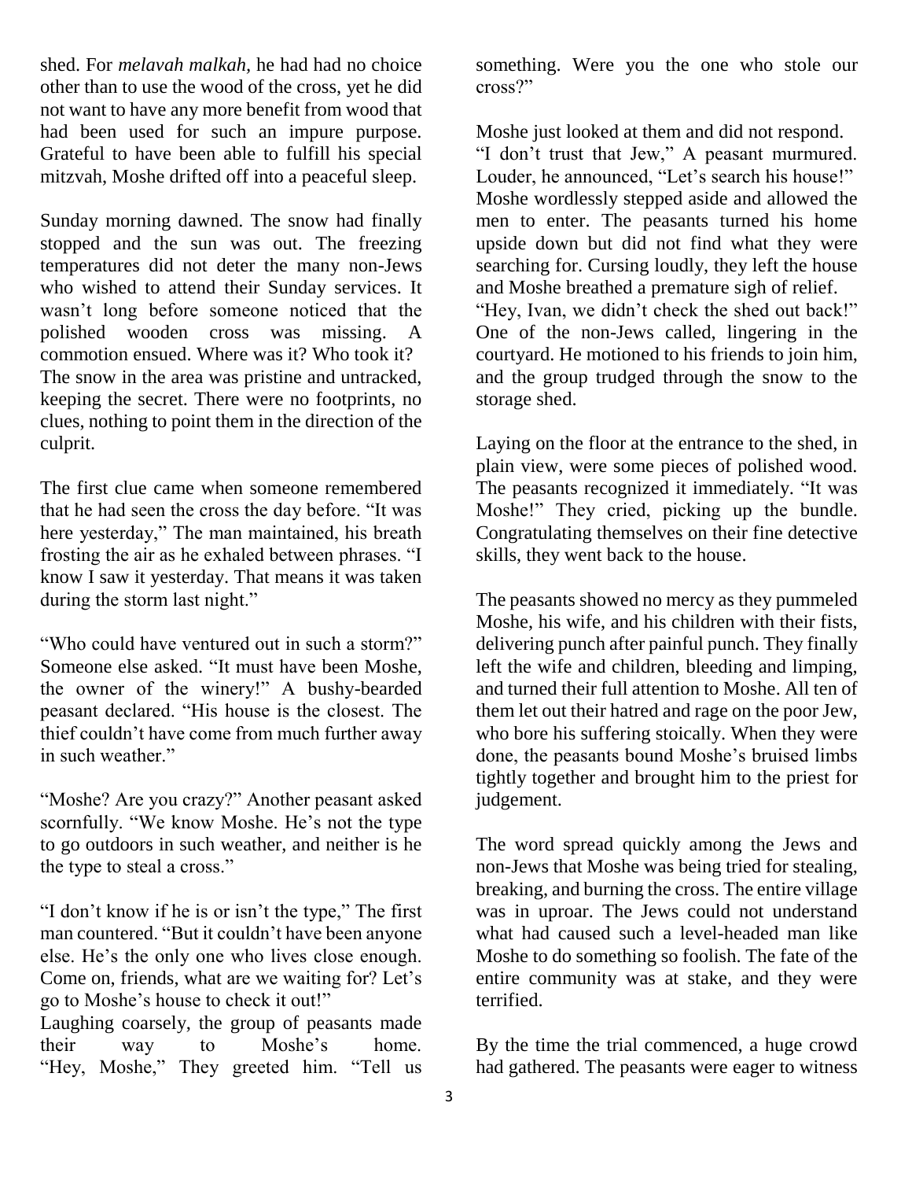shed. For *melavah malkah,* he had had no choice other than to use the wood of the cross, yet he did not want to have any more benefit from wood that had been used for such an impure purpose. Grateful to have been able to fulfill his special mitzvah, Moshe drifted off into a peaceful sleep.

Sunday morning dawned. The snow had finally stopped and the sun was out. The freezing temperatures did not deter the many non-Jews who wished to attend their Sunday services. It wasn't long before someone noticed that the polished wooden cross was missing. A commotion ensued. Where was it? Who took it? The snow in the area was pristine and untracked, keeping the secret. There were no footprints, no clues, nothing to point them in the direction of the culprit.

The first clue came when someone remembered that he had seen the cross the day before. "It was here yesterday," The man maintained, his breath frosting the air as he exhaled between phrases. "I know I saw it yesterday. That means it was taken during the storm last night."

"Who could have ventured out in such a storm?" Someone else asked. "It must have been Moshe, the owner of the winery!" A bushy-bearded peasant declared. "His house is the closest. The thief couldn't have come from much further away in such weather."

"Moshe? Are you crazy?" Another peasant asked scornfully. "We know Moshe. He's not the type to go outdoors in such weather, and neither is he the type to steal a cross."

"I don't know if he is or isn't the type," The first man countered. "But it couldn't have been anyone else. He's the only one who lives close enough. Come on, friends, what are we waiting for? Let's go to Moshe's house to check it out!"

Laughing coarsely, the group of peasants made their way to Moshe's home. "Hey, Moshe," They greeted him. "Tell us something. Were you the one who stole our cross?"

Moshe just looked at them and did not respond. "I don't trust that Jew," A peasant murmured. Louder, he announced, "Let's search his house!" Moshe wordlessly stepped aside and allowed the men to enter. The peasants turned his home upside down but did not find what they were searching for. Cursing loudly, they left the house and Moshe breathed a premature sigh of relief. "Hey, Ivan, we didn't check the shed out back!" One of the non-Jews called, lingering in the courtyard. He motioned to his friends to join him, and the group trudged through the snow to the storage shed.

Laying on the floor at the entrance to the shed, in plain view, were some pieces of polished wood. The peasants recognized it immediately. "It was Moshe!" They cried, picking up the bundle. Congratulating themselves on their fine detective skills, they went back to the house.

The peasants showed no mercy as they pummeled Moshe, his wife, and his children with their fists, delivering punch after painful punch. They finally left the wife and children, bleeding and limping, and turned their full attention to Moshe. All ten of them let out their hatred and rage on the poor Jew, who bore his suffering stoically. When they were done, the peasants bound Moshe's bruised limbs tightly together and brought him to the priest for judgement.

The word spread quickly among the Jews and non-Jews that Moshe was being tried for stealing, breaking, and burning the cross. The entire village was in uproar. The Jews could not understand what had caused such a level-headed man like Moshe to do something so foolish. The fate of the entire community was at stake, and they were terrified.

By the time the trial commenced, a huge crowd had gathered. The peasants were eager to witness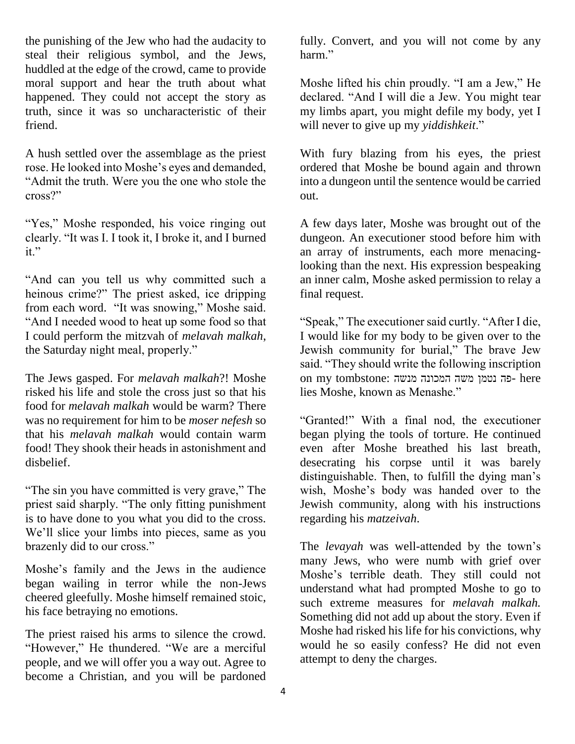the punishing of the Jew who had the audacity to steal their religious symbol, and the Jews, huddled at the edge of the crowd, came to provide moral support and hear the truth about what happened. They could not accept the story as truth, since it was so uncharacteristic of their friend.

A hush settled over the assemblage as the priest rose. He looked into Moshe's eyes and demanded, "Admit the truth. Were you the one who stole the cross?"

"Yes," Moshe responded, his voice ringing out clearly. "It was I. I took it, I broke it, and I burned it."

"And can you tell us why committed such a heinous crime?" The priest asked, ice dripping from each word. "It was snowing," Moshe said. "And I needed wood to heat up some food so that I could perform the mitzvah of *melavah malkah*, the Saturday night meal, properly."

The Jews gasped. For *melavah malkah*?! Moshe risked his life and stole the cross just so that his food for *melavah malkah* would be warm? There was no requirement for him to be *moser nefesh* so that his *melavah malkah* would contain warm food! They shook their heads in astonishment and disbelief.

"The sin you have committed is very grave," The priest said sharply. "The only fitting punishment is to have done to you what you did to the cross. We'll slice your limbs into pieces, same as you brazenly did to our cross."

Moshe's family and the Jews in the audience began wailing in terror while the non-Jews cheered gleefully. Moshe himself remained stoic, his face betraying no emotions.

The priest raised his arms to silence the crowd. "However," He thundered. "We are a merciful people, and we will offer you a way out. Agree to become a Christian, and you will be pardoned fully. Convert, and you will not come by any harm."

Moshe lifted his chin proudly. "I am a Jew," He declared. "And I will die a Jew. You might tear my limbs apart, you might defile my body, yet I will never to give up my *yiddishkeit*."

With fury blazing from his eyes, the priest ordered that Moshe be bound again and thrown into a dungeon until the sentence would be carried out.

A few days later, Moshe was brought out of the dungeon. An executioner stood before him with an array of instruments, each more menacing-looking than the next. His expression bespeaking an inner calm, Moshe asked permission to relay a final request.

"Speak," The executioner said curtly. "After I die, I would like for my body to be given over to the Jewish community for burial," The brave Jew said. "They should write the following inscription on my tombstone: פה נטמן משה המכונה מנשה- here lies Moshe, known as Menashe."

"Granted!" With a final nod, the executioner began plying the tools of torture. He continued even after Moshe breathed his last breath, desecrating his corpse until it was barely distinguishable. Then, to fulfill the dying man's wish, Moshe's body was handed over to the Jewish community, along with his instructions regarding his *matzeivah*.

The *levayah* was well-attended by the town's many Jews, who were numb with grief over Moshe's terrible death. They still could not understand what had prompted Moshe to go to such extreme measures for *melavah malkah.* Something did not add up about the story. Even if Moshe had risked his life for his convictions, why would he so easily confess? He did not even attempt to deny the charges.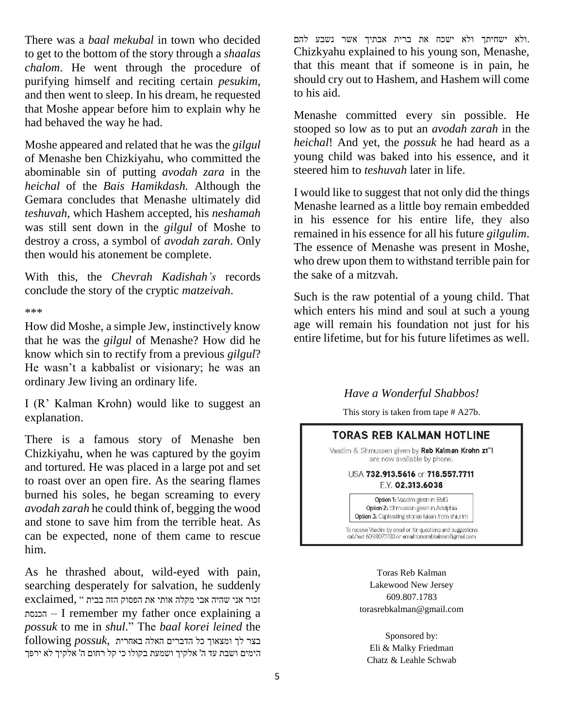There was a *baal mekubal* in town who decided to get to the bottom of the story through a *shaalas chalom*. He went through the procedure of purifying himself and reciting certain *pesukim*, and then went to sleep. In his dream, he requested that Moshe appear before him to explain why he had behaved the way he had.

Moshe appeared and related that he was the *gilgul* of Menashe ben Chizkiyahu, who committed the abominable sin of putting *avodah zara* in the *heichal* of the *Bais Hamikdash.* Although the Gemara concludes that Menashe ultimately did *teshuvah*, which Hashem accepted, his *neshamah* was still sent down in the *gilgul* of Moshe to destroy a cross, a symbol of *avodah zarah*. Only then would his atonement be complete.

With this, the *Chevrah Kadishah's* records conclude the story of the cryptic *matzeivah*.

\*\*\*

How did Moshe, a simple Jew, instinctively know that he was the *gilgul* of Menashe? How did he know which sin to rectify from a previous *gilgul*? He wasn't a kabbalist or visionary; he was an ordinary Jew living an ordinary life.

I (R' Kalman Krohn) would like to suggest an explanation.

There is a famous story of Menashe ben Chizkiyahu, when he was captured by the goyim and tortured. He was placed in a large pot and set to roast over an open fire. As the searing flames burned his soles, he began screaming to every *avodah zarah* he could think of, begging the wood and stone to save him from the terrible heat. As can be expected, none of them came to rescue him.

As he thrashed about, wild-eyed with pain, searching desperately for salvation, he suddenly exclaimed, " זכור אני שהיה אבי מקלה אותי את הפסוק הזה בבית הכנסת – I remember my father once explaining a *possuk* to me in *shul*." The *baal korei leined* the following *possuk*, בצר לך ומצאוך כל הדברים האלה באחרית הימים ושבת עד ה' אלקיך ושמעת בקולו כי קל רחום ה' אלקיך לא ירפך ולא ישחיתך ולא ישכח את ברית אבתיך אשר נשבע להם. Chizkyahu explained to his young son, Menashe, that this meant that if someone is in pain, he should cry out to Hashem, and Hashem will come to his aid.

Menashe committed every sin possible. He stooped so low as to put an *avodah zarah* in the *heichal*! And yet, the *possuk* he had heard as a young child was baked into his essence, and it steered him to *teshuvah* later in life.

I would like to suggest that not only did the things Menashe learned as a little boy remain embedded in his essence for his entire life, they also remained in his essence for all his future *gilgulim*. The essence of Menashe was present in Moshe, who drew upon them to withstand terrible pain for the sake of a mitzvah.

Such is the raw potential of a young child. That which enters his mind and soul at such a young age will remain his foundation not just for his entire lifetime, but for his future lifetimes as well.

*Have a Wonderful Shabbos!*

This story is taken from tape # A27b.

**TORAS REB KALMAN HOTLINE**

Vaadim & Shmussen given by **Reb Kalman Krohn zt"l** are now available by phone.

USA **732.913.5616** or **718.557.7711**
E.Y. **02.313.6038**

**Option 1:** Vaadim given in BMG
**Option 2:** Shmussen given in Adelphia
**Option 3:** Captivating stories taken from shiurim

To receive Vaadim by email or for questions and suggestions call/text 609.807.1783 or email torasrebkalman@gmail.com

Toras Reb Kalman
Lakewood New Jersey
609.807.1783
torasrebkalman@gmail.com

Sponsored by:
Eli & Malky Friedman
Chatz & Leahle Schwab